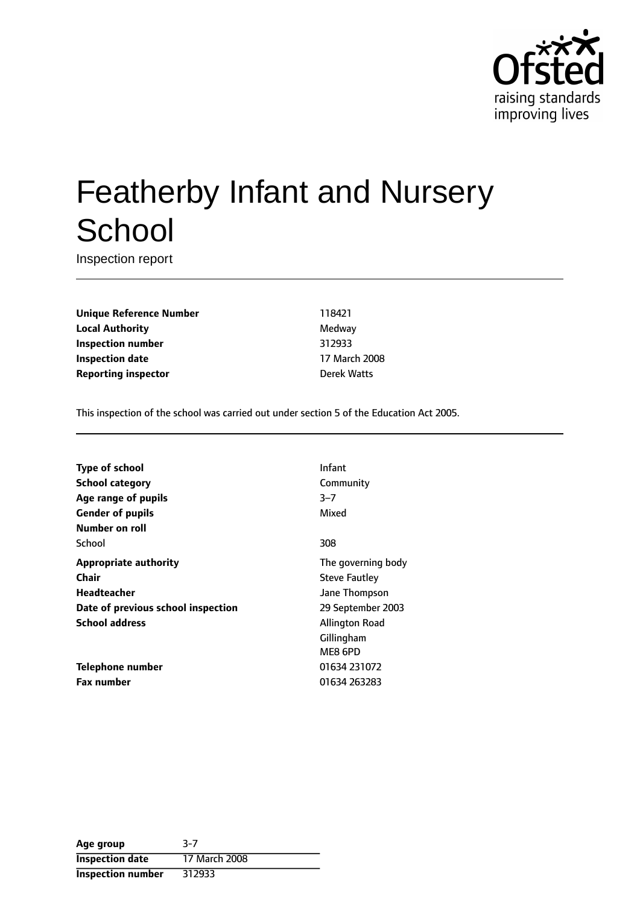# Featherby Infant and Nursery School

Inspection report

| | |
|---|---|
| **Unique Reference Number** | 118421 |
| **Local Authority** | Medway |
| **Inspection number** | 312933 |
| **Inspection date** | 17 March 2008 |
| **Reporting inspector** | Derek Watts |

This inspection of the school was carried out under section 5 of the Education Act 2005.

| | |
|---|---|
| **Type of school** | Infant |
| **School category** | Community |
| **Age range of pupils** | 3–7 |
| **Gender of pupils** | Mixed |
| **Number on roll** | |
| School | 308 |
| **Appropriate authority** | The governing body |
| **Chair** | Steve Fautley |
| **Headteacher** | Jane Thompson |
| **Date of previous school inspection** | 29 September 2003 |
| **School address** | Allington Road<br>Gillingham<br>ME8 6PD |
| **Telephone number** | 01634 231072 |
| **Fax number** | 01634 263283 |

| | |
|---|---|
| **Age group** | 3-7 |
| **Inspection date** | 17 March 2008 |
| **Inspection number** | 312933 |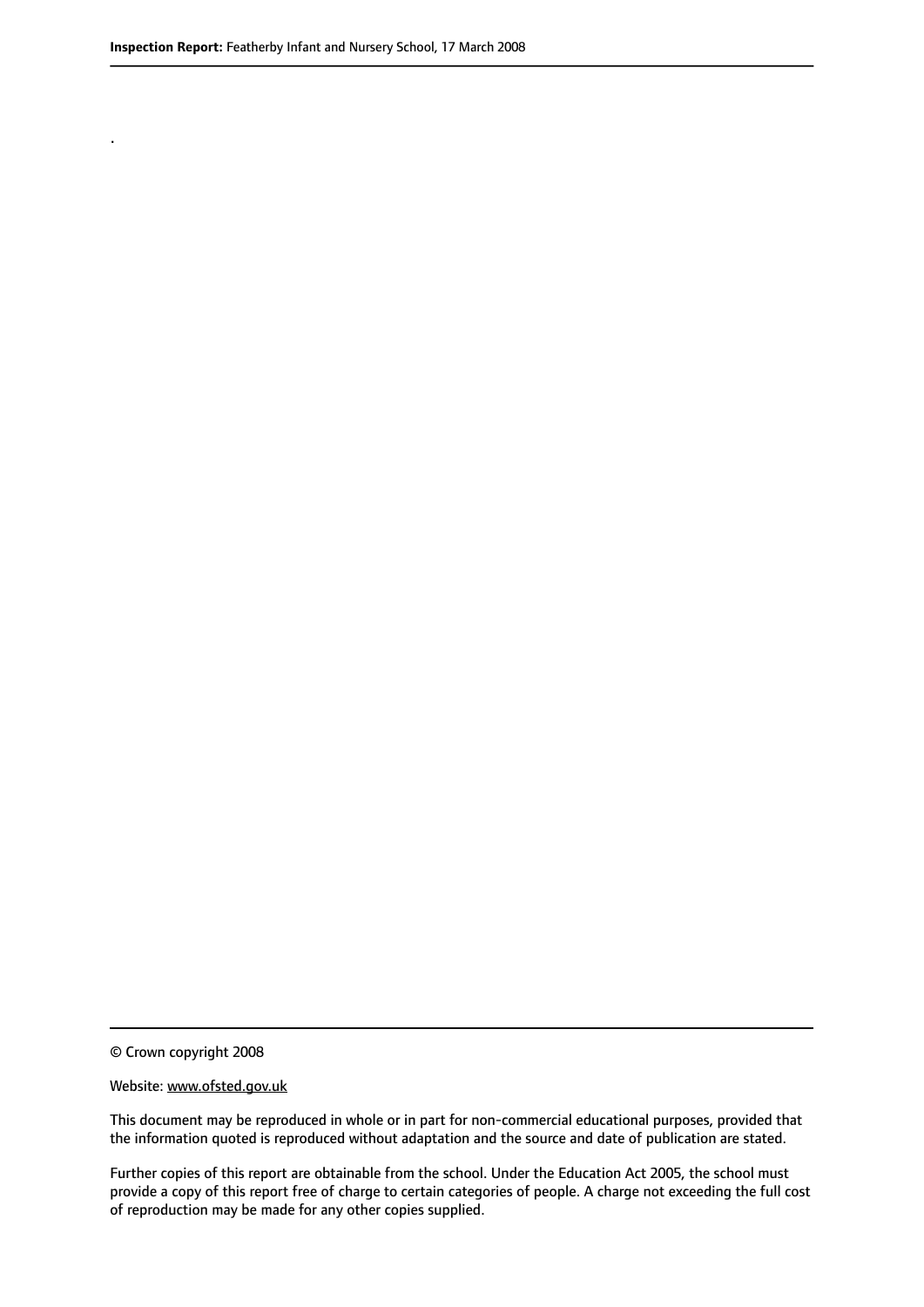.

© Crown copyright 2008

Website: www.ofsted.gov.uk

This document may be reproduced in whole or in part for non-commercial educational purposes, provided that the information quoted is reproduced without adaptation and the source and date of publication are stated.

Further copies of this report are obtainable from the school. Under the Education Act 2005, the school must provide a copy of this report free of charge to certain categories of people. A charge not exceeding the full cost of reproduction may be made for any other copies supplied.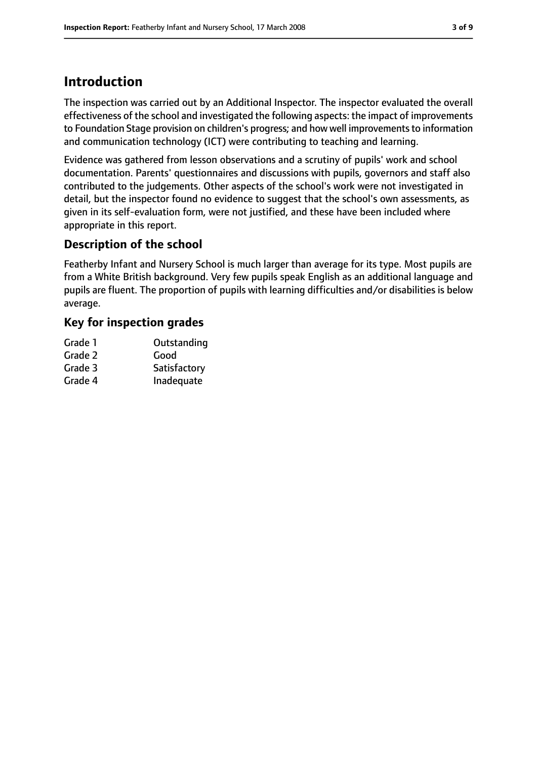# Introduction

The inspection was carried out by an Additional Inspector. The inspector evaluated the overall effectiveness of the school and investigated the following aspects: the impact of improvements to Foundation Stage provision on children's progress; and how well improvements to information and communication technology (ICT) were contributing to teaching and learning.

Evidence was gathered from lesson observations and a scrutiny of pupils' work and school documentation. Parents' questionnaires and discussions with pupils, governors and staff also contributed to the judgements. Other aspects of the school's work were not investigated in detail, but the inspector found no evidence to suggest that the school's own assessments, as given in its self-evaluation form, were not justified, and these have been included where appropriate in this report.

## Description of the school

Featherby Infant and Nursery School is much larger than average for its type. Most pupils are from a White British background. Very few pupils speak English as an additional language and pupils are fluent. The proportion of pupils with learning difficulties and/or disabilities is below average.

## Key for inspection grades

| | |
|---|---|
| Grade 1 | Outstanding |
| Grade 2 | Good |
| Grade 3 | Satisfactory |
| Grade 4 | Inadequate |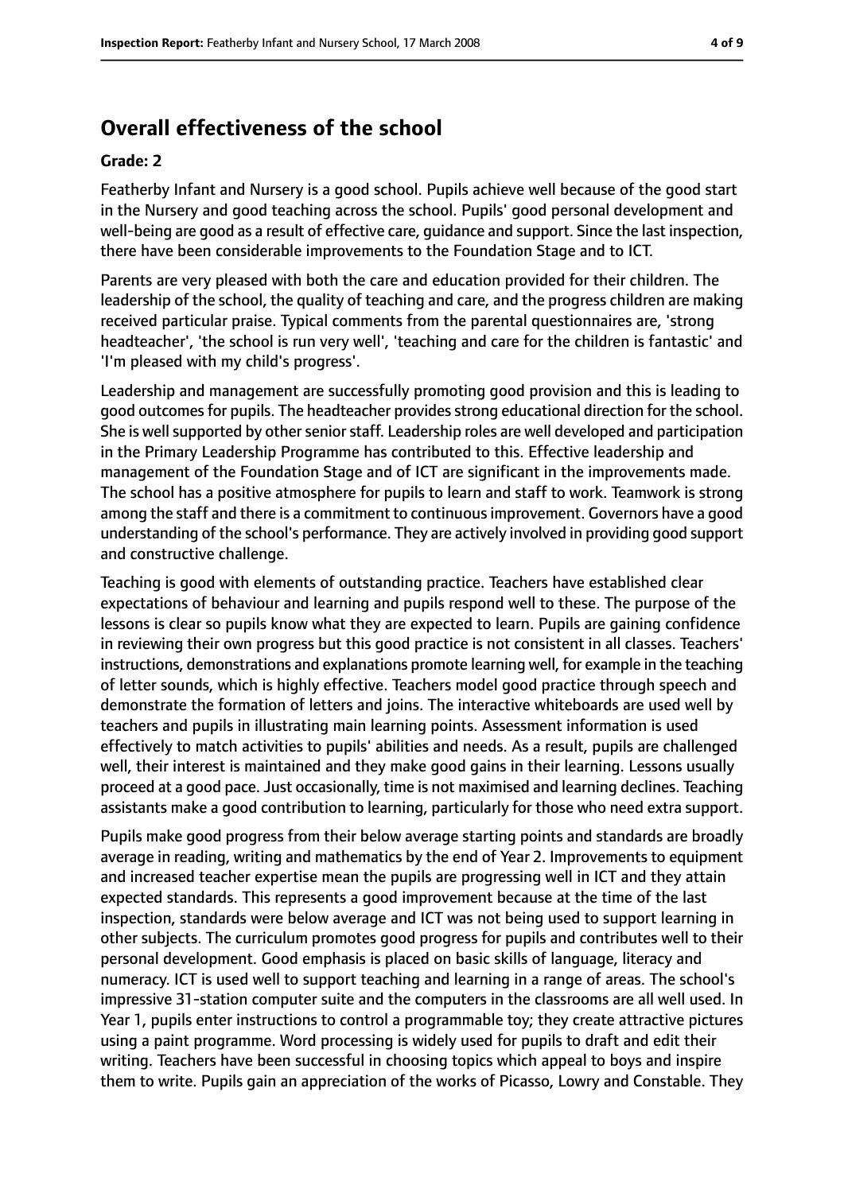## Overall effectiveness of the school

**Grade: 2**

Featherby Infant and Nursery is a good school. Pupils achieve well because of the good start in the Nursery and good teaching across the school. Pupils' good personal development and well-being are good as a result of effective care, guidance and support. Since the last inspection, there have been considerable improvements to the Foundation Stage and to ICT.

Parents are very pleased with both the care and education provided for their children. The leadership of the school, the quality of teaching and care, and the progress children are making received particular praise. Typical comments from the parental questionnaires are, 'strong headteacher', 'the school is run very well', 'teaching and care for the children is fantastic' and 'I'm pleased with my child's progress'.

Leadership and management are successfully promoting good provision and this is leading to good outcomes for pupils. The headteacher provides strong educational direction for the school. She is well supported by other senior staff. Leadership roles are well developed and participation in the Primary Leadership Programme has contributed to this. Effective leadership and management of the Foundation Stage and of ICT are significant in the improvements made. The school has a positive atmosphere for pupils to learn and staff to work. Teamwork is strong among the staff and there is a commitment to continuous improvement. Governors have a good understanding of the school's performance. They are actively involved in providing good support and constructive challenge.

Teaching is good with elements of outstanding practice. Teachers have established clear expectations of behaviour and learning and pupils respond well to these. The purpose of the lessons is clear so pupils know what they are expected to learn. Pupils are gaining confidence in reviewing their own progress but this good practice is not consistent in all classes. Teachers' instructions, demonstrations and explanations promote learning well, for example in the teaching of letter sounds, which is highly effective. Teachers model good practice through speech and demonstrate the formation of letters and joins. The interactive whiteboards are used well by teachers and pupils in illustrating main learning points. Assessment information is used effectively to match activities to pupils' abilities and needs. As a result, pupils are challenged well, their interest is maintained and they make good gains in their learning. Lessons usually proceed at a good pace. Just occasionally, time is not maximised and learning declines. Teaching assistants make a good contribution to learning, particularly for those who need extra support.

Pupils make good progress from their below average starting points and standards are broadly average in reading, writing and mathematics by the end of Year 2. Improvements to equipment and increased teacher expertise mean the pupils are progressing well in ICT and they attain expected standards. This represents a good improvement because at the time of the last inspection, standards were below average and ICT was not being used to support learning in other subjects. The curriculum promotes good progress for pupils and contributes well to their personal development. Good emphasis is placed on basic skills of language, literacy and numeracy. ICT is used well to support teaching and learning in a range of areas. The school's impressive 31-station computer suite and the computers in the classrooms are all well used. In Year 1, pupils enter instructions to control a programmable toy; they create attractive pictures using a paint programme. Word processing is widely used for pupils to draft and edit their writing. Teachers have been successful in choosing topics which appeal to boys and inspire them to write. Pupils gain an appreciation of the works of Picasso, Lowry and Constable. They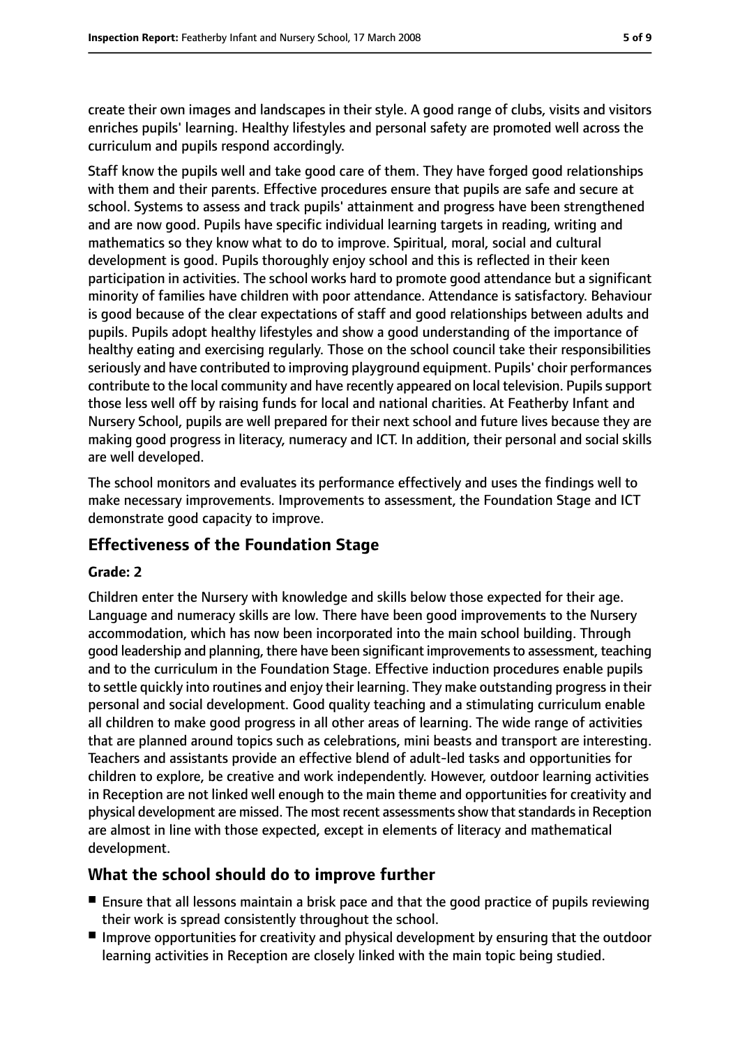create their own images and landscapes in their style. A good range of clubs, visits and visitors enriches pupils' learning. Healthy lifestyles and personal safety are promoted well across the curriculum and pupils respond accordingly.

Staff know the pupils well and take good care of them. They have forged good relationships with them and their parents. Effective procedures ensure that pupils are safe and secure at school. Systems to assess and track pupils' attainment and progress have been strengthened and are now good. Pupils have specific individual learning targets in reading, writing and mathematics so they know what to do to improve. Spiritual, moral, social and cultural development is good. Pupils thoroughly enjoy school and this is reflected in their keen participation in activities. The school works hard to promote good attendance but a significant minority of families have children with poor attendance. Attendance is satisfactory. Behaviour is good because of the clear expectations of staff and good relationships between adults and pupils. Pupils adopt healthy lifestyles and show a good understanding of the importance of healthy eating and exercising regularly. Those on the school council take their responsibilities seriously and have contributed to improving playground equipment. Pupils' choir performances contribute to the local community and have recently appeared on local television. Pupils support those less well off by raising funds for local and national charities. At Featherby Infant and Nursery School, pupils are well prepared for their next school and future lives because they are making good progress in literacy, numeracy and ICT. In addition, their personal and social skills are well developed.

The school monitors and evaluates its performance effectively and uses the findings well to make necessary improvements. Improvements to assessment, the Foundation Stage and ICT demonstrate good capacity to improve.

## Effectiveness of the Foundation Stage

**Grade: 2**

Children enter the Nursery with knowledge and skills below those expected for their age. Language and numeracy skills are low. There have been good improvements to the Nursery accommodation, which has now been incorporated into the main school building. Through good leadership and planning, there have been significant improvements to assessment, teaching and to the curriculum in the Foundation Stage. Effective induction procedures enable pupils to settle quickly into routines and enjoy their learning. They make outstanding progress in their personal and social development. Good quality teaching and a stimulating curriculum enable all children to make good progress in all other areas of learning. The wide range of activities that are planned around topics such as celebrations, mini beasts and transport are interesting. Teachers and assistants provide an effective blend of adult-led tasks and opportunities for children to explore, be creative and work independently. However, outdoor learning activities in Reception are not linked well enough to the main theme and opportunities for creativity and physical development are missed. The most recent assessments show that standards in Reception are almost in line with those expected, except in elements of literacy and mathematical development.

## What the school should do to improve further

- Ensure that all lessons maintain a brisk pace and that the good practice of pupils reviewing their work is spread consistently throughout the school.
- Improve opportunities for creativity and physical development by ensuring that the outdoor learning activities in Reception are closely linked with the main topic being studied.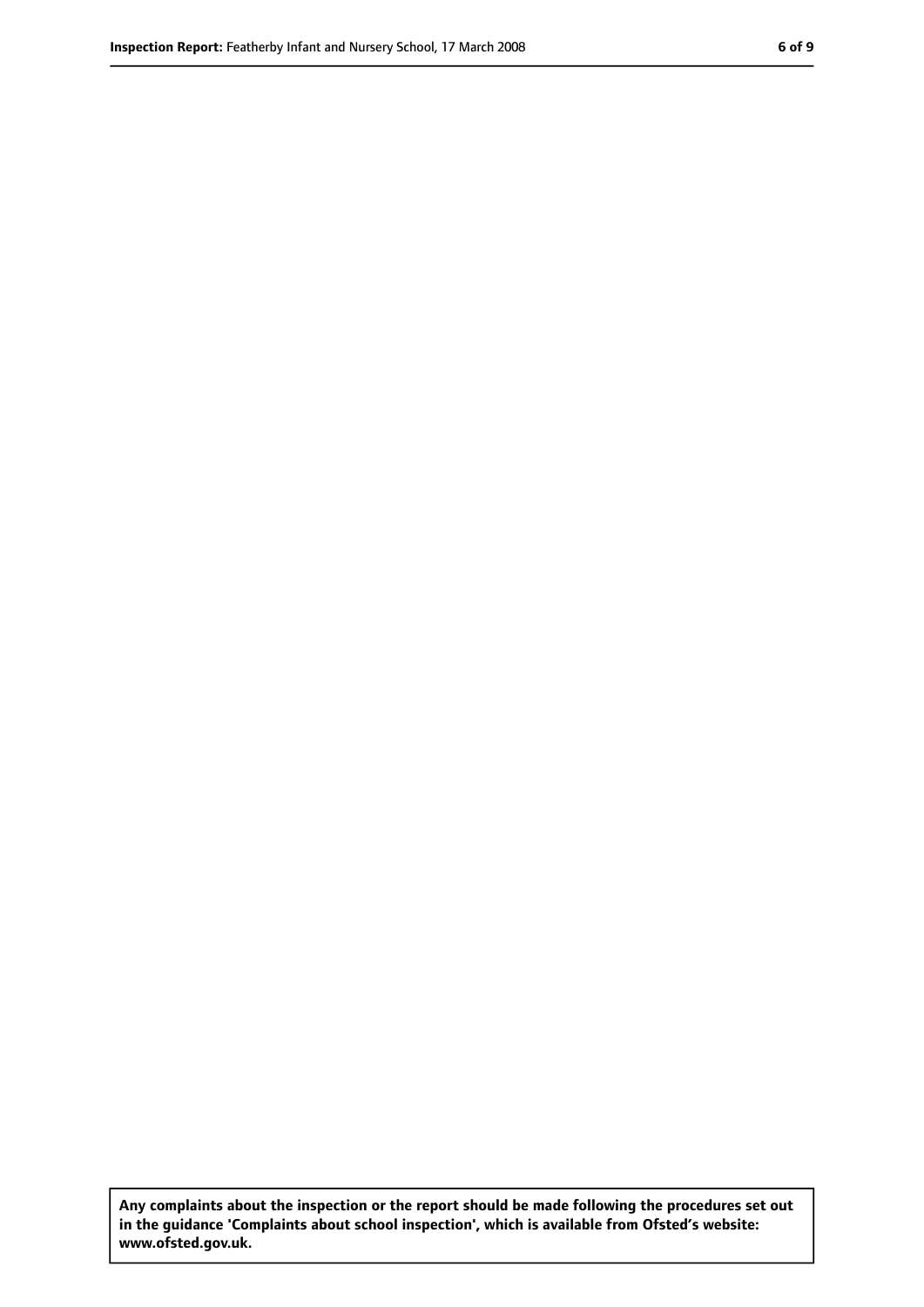**Any complaints about the inspection or the report should be made following the procedures set out in the guidance 'Complaints about school inspection', which is available from Ofsted's website: www.ofsted.gov.uk.**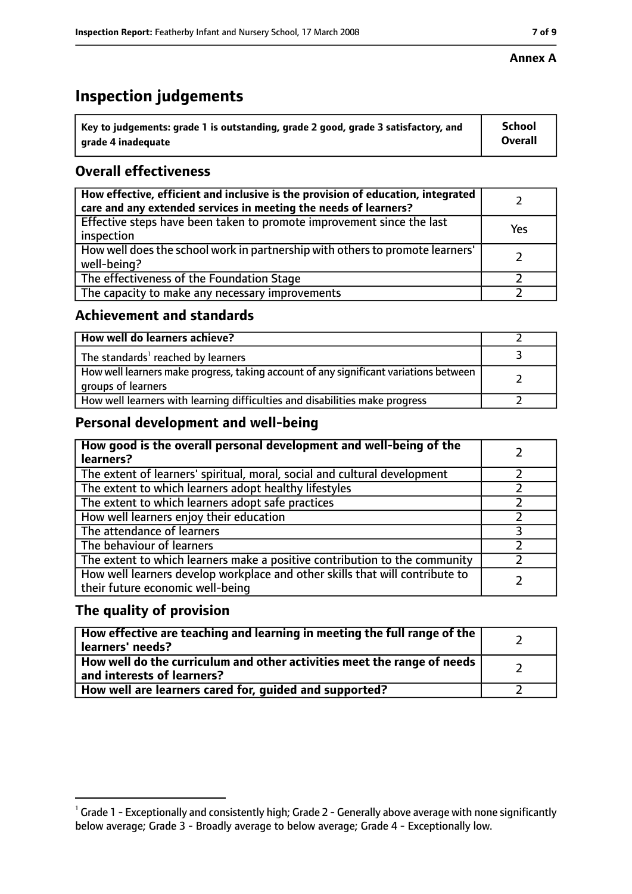**Annex A**

# Inspection judgements

| Key to judgements: grade 1 is outstanding, grade 2 good, grade 3 satisfactory, and grade 4 inadequate | School Overall |
|---|---|

## Overall effectiveness

| | |
|---|---|
| **How effective, efficient and inclusive is the provision of education, integrated care and any extended services in meeting the needs of learners?** | 2 |
| Effective steps have been taken to promote improvement since the last inspection | Yes |
| How well does the school work in partnership with others to promote learners' well-being? | 2 |
| The effectiveness of the Foundation Stage | 2 |
| The capacity to make any necessary improvements | 2 |

## Achievement and standards

| | |
|---|---|
| **How well do learners achieve?** | 2 |
| The standards[1] reached by learners | 3 |
| How well learners make progress, taking account of any significant variations between groups of learners | 2 |
| How well learners with learning difficulties and disabilities make progress | 2 |

## Personal development and well-being

| | |
|---|---|
| **How good is the overall personal development and well-being of the learners?** | 2 |
| The extent of learners' spiritual, moral, social and cultural development | 2 |
| The extent to which learners adopt healthy lifestyles | 2 |
| The extent to which learners adopt safe practices | 2 |
| How well learners enjoy their education | 2 |
| The attendance of learners | 3 |
| The behaviour of learners | 2 |
| The extent to which learners make a positive contribution to the community | 2 |
| How well learners develop workplace and other skills that will contribute to their future economic well-being | 2 |

## The quality of provision

| | |
|---|---|
| **How effective are teaching and learning in meeting the full range of the learners' needs?** | 2 |
| **How well do the curriculum and other activities meet the range of needs and interests of learners?** | 2 |
| **How well are learners cared for, guided and supported?** | 2 |

[1] Grade 1 - Exceptionally and consistently high; Grade 2 - Generally above average with none significantly below average; Grade 3 - Broadly average to below average; Grade 4 - Exceptionally low.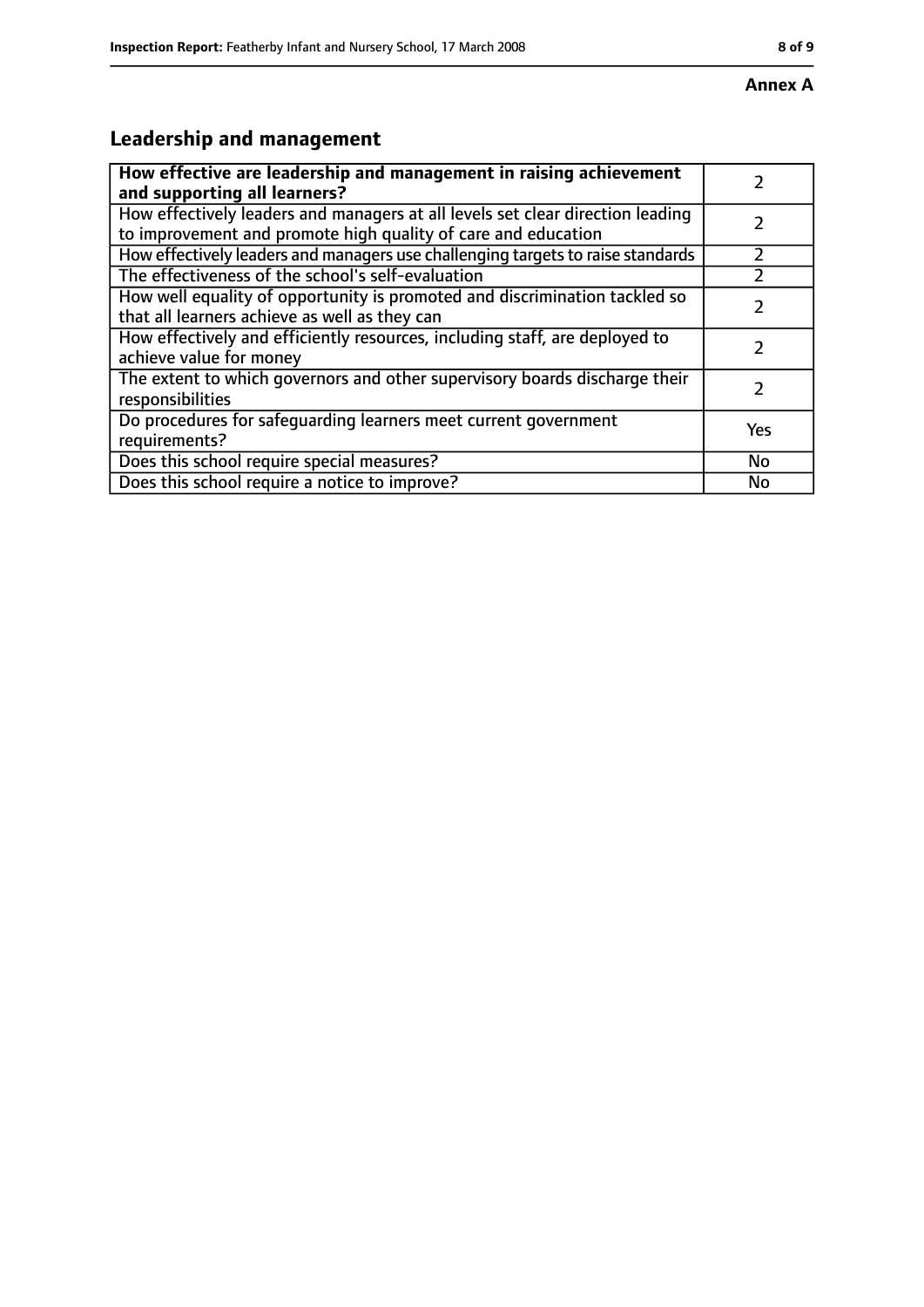**Annex A**

## Leadership and management

| | |
|---|---|
| **How effective are leadership and management in raising achievement and supporting all learners?** | 2 |
| How effectively leaders and managers at all levels set clear direction leading to improvement and promote high quality of care and education | 2 |
| How effectively leaders and managers use challenging targets to raise standards | 2 |
| The effectiveness of the school's self-evaluation | 2 |
| How well equality of opportunity is promoted and discrimination tackled so that all learners achieve as well as they can | 2 |
| How effectively and efficiently resources, including staff, are deployed to achieve value for money | 2 |
| The extent to which governors and other supervisory boards discharge their responsibilities | 2 |
| Do procedures for safeguarding learners meet current government requirements? | Yes |
| Does this school require special measures? | No |
| Does this school require a notice to improve? | No |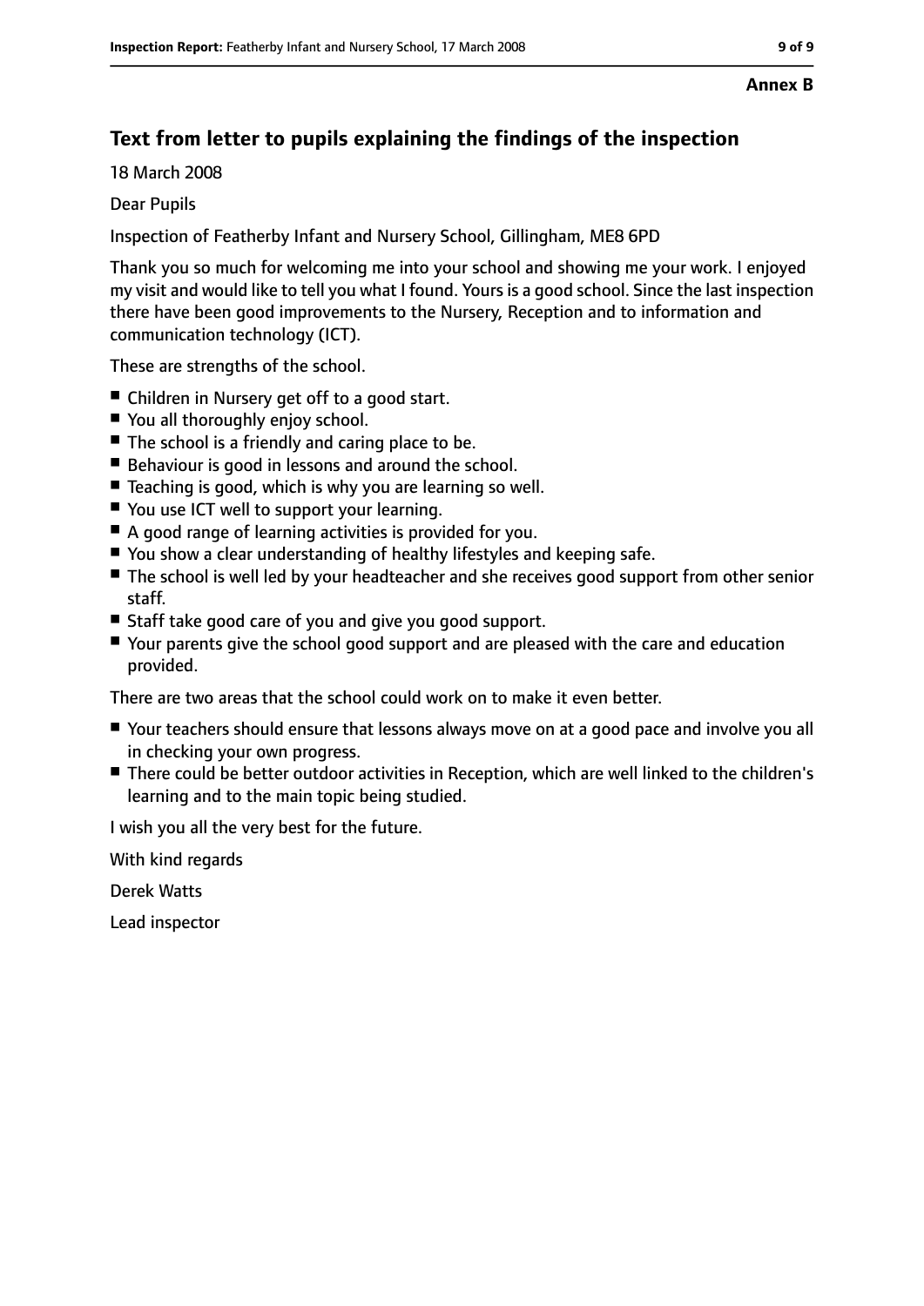**Annex B**

## Text from letter to pupils explaining the findings of the inspection

18 March 2008

Dear Pupils

Inspection of Featherby Infant and Nursery School, Gillingham, ME8 6PD

Thank you so much for welcoming me into your school and showing me your work. I enjoyed my visit and would like to tell you what I found. Yours is a good school. Since the last inspection there have been good improvements to the Nursery, Reception and to information and communication technology (ICT).

These are strengths of the school.

- Children in Nursery get off to a good start.
- You all thoroughly enjoy school.
- The school is a friendly and caring place to be.
- Behaviour is good in lessons and around the school.
- Teaching is good, which is why you are learning so well.
- You use ICT well to support your learning.
- A good range of learning activities is provided for you.
- You show a clear understanding of healthy lifestyles and keeping safe.
- The school is well led by your headteacher and she receives good support from other senior staff.
- Staff take good care of you and give you good support.
- Your parents give the school good support and are pleased with the care and education provided.

There are two areas that the school could work on to make it even better.

- Your teachers should ensure that lessons always move on at a good pace and involve you all in checking your own progress.
- There could be better outdoor activities in Reception, which are well linked to the children's learning and to the main topic being studied.

I wish you all the very best for the future.

With kind regards

Derek Watts

Lead inspector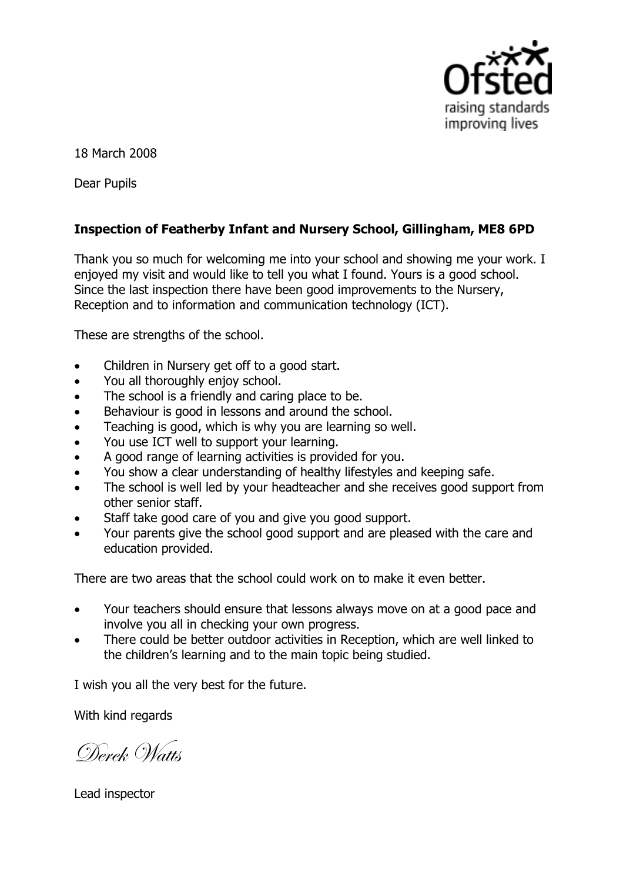18 March 2008

Dear Pupils

**Inspection of Featherby Infant and Nursery School, Gillingham, ME8 6PD**

Thank you so much for welcoming me into your school and showing me your work. I enjoyed my visit and would like to tell you what I found. Yours is a good school. Since the last inspection there have been good improvements to the Nursery, Reception and to information and communication technology (ICT).

These are strengths of the school.

- Children in Nursery get off to a good start.
- You all thoroughly enjoy school.
- The school is a friendly and caring place to be.
- Behaviour is good in lessons and around the school.
- Teaching is good, which is why you are learning so well.
- You use ICT well to support your learning.
- A good range of learning activities is provided for you.
- You show a clear understanding of healthy lifestyles and keeping safe.
- The school is well led by your headteacher and she receives good support from other senior staff.
- Staff take good care of you and give you good support.
- Your parents give the school good support and are pleased with the care and education provided.

There are two areas that the school could work on to make it even better.

- Your teachers should ensure that lessons always move on at a good pace and involve you all in checking your own progress.
- There could be better outdoor activities in Reception, which are well linked to the children's learning and to the main topic being studied.

I wish you all the very best for the future.

With kind regards

Derek Watts

Lead inspector